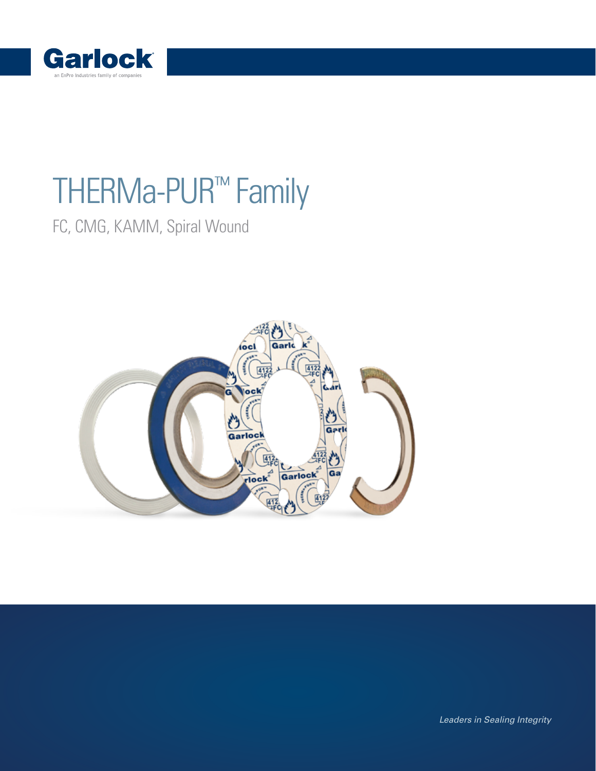Garlock

an EnPro Industries family of companies

# THERMa-PUR™ Family

## FC, CMG, KAMM, Spiral Wound

*Leaders in Sealing Integrity*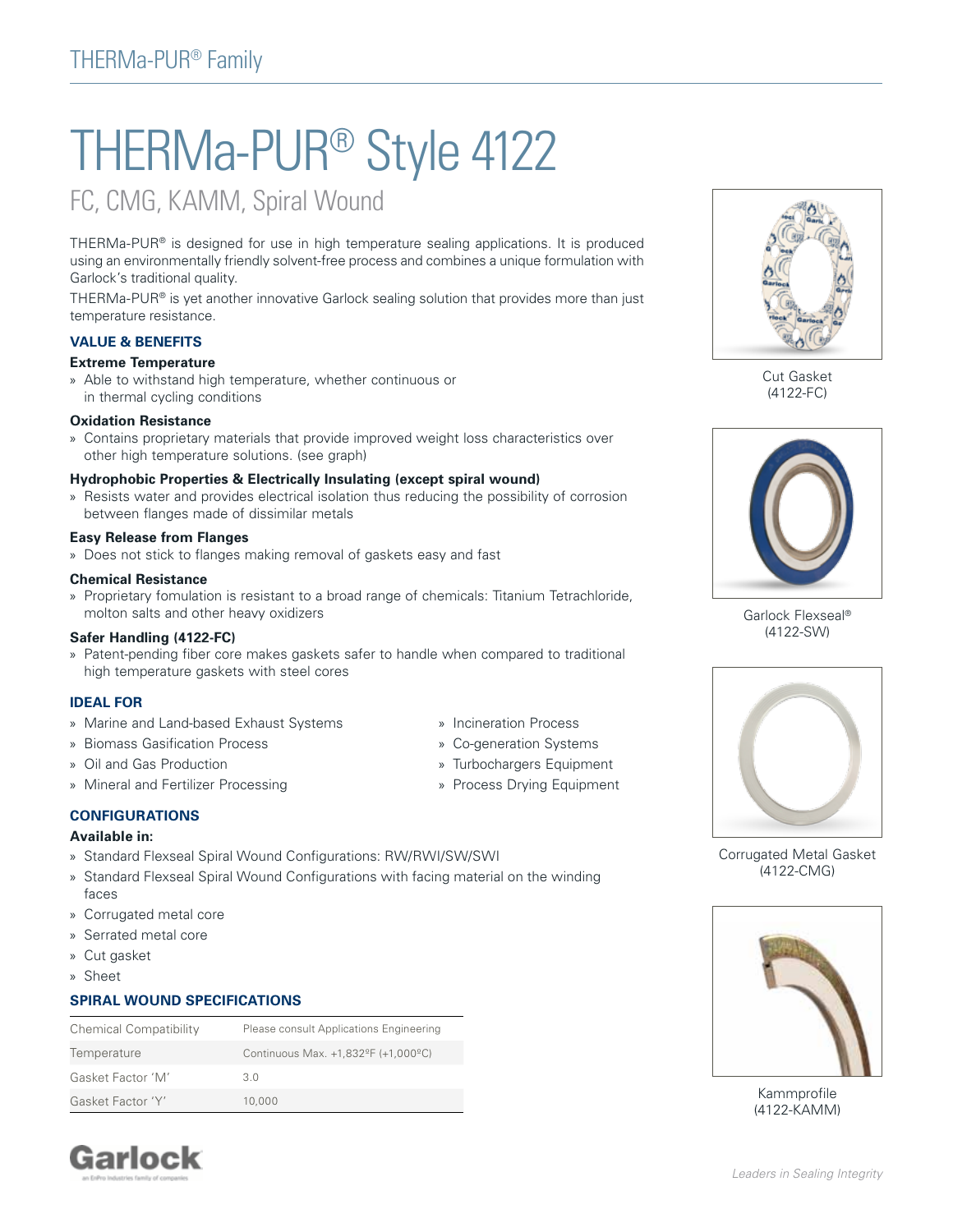# THERMa-PUR® Style 4122

## FC, CMG, KAMM, Spiral Wound

THERMa-PUR® is designed for use in high temperature sealing applications. It is produced using an environmentally friendly solvent-free process and combines a unique formulation with Garlock's traditional quality.

THERMa-PUR® is yet another innovative Garlock sealing solution that provides more than just temperature resistance.

### VALUE & BENEFITS

**Extreme Temperature**

- Able to withstand high temperature, whether continuous or in thermal cycling conditions

**Oxidation Resistance**

- Contains proprietary materials that provide improved weight loss characteristics over other high temperature solutions. (see graph)

**Hydrophobic Properties & Electrically Insulating (except spiral wound)**

- Resists water and provides electrical isolation thus reducing the possibility of corrosion between flanges made of dissimilar metals

**Easy Release from Flanges**

- Does not stick to flanges making removal of gaskets easy and fast

**Chemical Resistance**

- Proprietary fomulation is resistant to a broad range of chemicals: Titanium Tetrachloride, molton salts and other heavy oxidizers

**Safer Handling (4122-FC)**

- Patent-pending fiber core makes gaskets safer to handle when compared to traditional high temperature gaskets with steel cores

### IDEAL FOR

- Marine and Land-based Exhaust Systems
- Biomass Gasification Process
- Oil and Gas Production
- Mineral and Fertilizer Processing
- Incineration Process
- Co-generation Systems
- Turbochargers Equipment
- Process Drying Equipment

### CONFIGURATIONS

**Available in:**

- Standard Flexseal Spiral Wound Configurations: RW/RWI/SW/SWI
- Standard Flexseal Spiral Wound Configurations with facing material on the winding faces
- Corrugated metal core
- Serrated metal core
- Cut gasket
- Sheet

### SPIRAL WOUND SPECIFICATIONS

| | |
|---|---|
| Chemical Compatibility | Please consult Applications Engineering |
| Temperature | Continuous Max. +1,832ºF (+1,000ºC) |
| Gasket Factor 'M' | 3.0 |
| Gasket Factor 'Y' | 10,000 |

Cut Gasket (4122-FC)

Garlock Flexseal® (4122-SW)

Corrugated Metal Gasket (4122-CMG)

Kammprofile (4122-KAMM)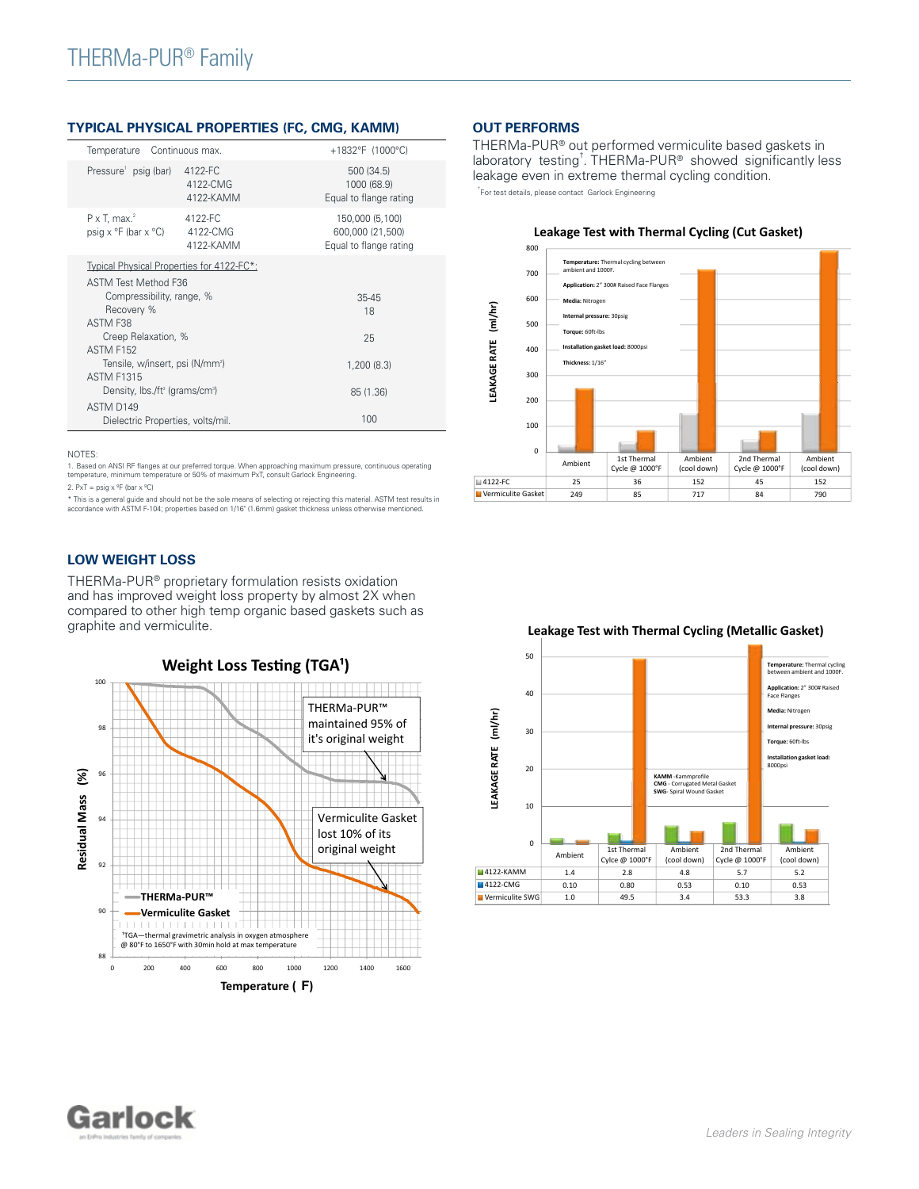## TYPICAL PHYSICAL PROPERTIES (FC, CMG, KAMM)

| | | |
|---|---|---|
| Temperature Continuous max. | | +1832°F (1000°C) |
| Pressure[1] psig (bar) | 4122-FC<br>4122-CMG<br>4122-KAMM | 500 (34.5)<br>1000 (68.9)<br>Equal to flange rating |
| P x T, max.[2]<br>psig x °F (bar x °C) | 4122-FC<br>4122-CMG<br>4122-KAMM | 150,000 (5,100)<br>600,000 (21,500)<br>Equal to flange rating |
| Typical Physical Properties for 4122-FC*: | | |
| ASTM Test Method F36 | | |
| Compressibility, range, % | | 35-45 |
| Recovery % | | 18 |
| ASTM F38 | | |
| Creep Relaxation, % | | 25 |
| ASTM F152 | | |
| Tensile, w/insert, psi (N/mm²) | | 1,200 (8.3) |
| ASTM F1315 | | |
| Density, lbs./ft³ (grams/cm³) | | 85 (1.36) |
| ASTM D149 | | |
| Dielectric Properties, volts/mil. | | 100 |

NOTES:
1. Based on ANSI RF flanges at our preferred torque. When approaching maximum pressure, continuous operating temperature, minimum temperature or 50% of maximum PxT, consult Garlock Engineering.
2. PxT = psig x °F (bar x °C)
* This is a general guide and should not be the sole means of selecting or rejecting this material. ASTM test results in accordance with ASTM F-104; properties based on 1/16" (1.6mm) gasket thickness unless otherwise mentioned.

## OUT PERFORMS

THERMa-PUR® out performed vermiculite based gaskets in laboratory testing†. THERMa-PUR® showed significantly less leakage even in extreme thermal cycling condition.

†For test details, please contact Garlock Engineering

### Leakage Test with Thermal Cycling (Cut Gasket)

Temperature: Thermal cycling between ambient and 1000F.
Application: 2" 300# Raised Face Flanges
Media: Nitrogen
Internal pressure: 30psig
Torque: 60ft-lbs
Installation gasket load: 8000psi
Thickness: 1/16"

LEAKAGE RATE (ml/hr)

| | Ambient | 1st Thermal Cycle @ 1000°F | Ambient (cool down) | 2nd Thermal Cycle @ 1000°F | Ambient (cool down) |
|---|---|---|---|---|---|
| 4122-FC | 25 | 36 | 152 | 45 | 152 |
| Vermiculite Gasket | 249 | 85 | 717 | 84 | 790 |

## LOW WEIGHT LOSS

THERMa-PUR® proprietary formulation resists oxidation and has improved weight loss property by almost 2X when compared to other high temp organic based gaskets such as graphite and vermiculite.

### Weight Loss Testing (TGA[1])

THERMa-PUR™ maintained 95% of it's original weight

Vermiculite Gasket lost 10% of its original weight

Residual Mass (%) vs. Temperature (F)

— THERMa-PUR™
— Vermiculite Gasket

[1]TGA—thermal gravimetric analysis in oxygen atmosphere @ 80°F to 1650°F with 30min hold at max temperature

### Leakage Test with Thermal Cycling (Metallic Gasket)

Temperature: Thermal cycling between ambient and 1000F.
Application: 2" 300# Raised Face Flanges
Media: Nitrogen
Internal pressure: 30psig
Torque: 60ft-lbs
Installation gasket load: 8000psi

KAMM - Kammprofile
CMG - Corrugated Metal Gasket
SWG - Spiral Wound Gasket

LEAKAGE RATE (ml/hr)

| | Ambient | 1st Thermal Cycle @ 1000°F | Ambient (cool down) | 2nd Thermal Cycle @ 1000°F | Ambient (cool down) |
|---|---|---|---|---|---|
| 4122-KAMM | 1.4 | 2.8 | 4.8 | 5.7 | 5.2 |
| 4122-CMG | 0.10 | 0.80 | 0.53 | 0.10 | 0.53 |
| Vermiculite SWG | 1.0 | 49.5 | 3.4 | 53.3 | 3.8 |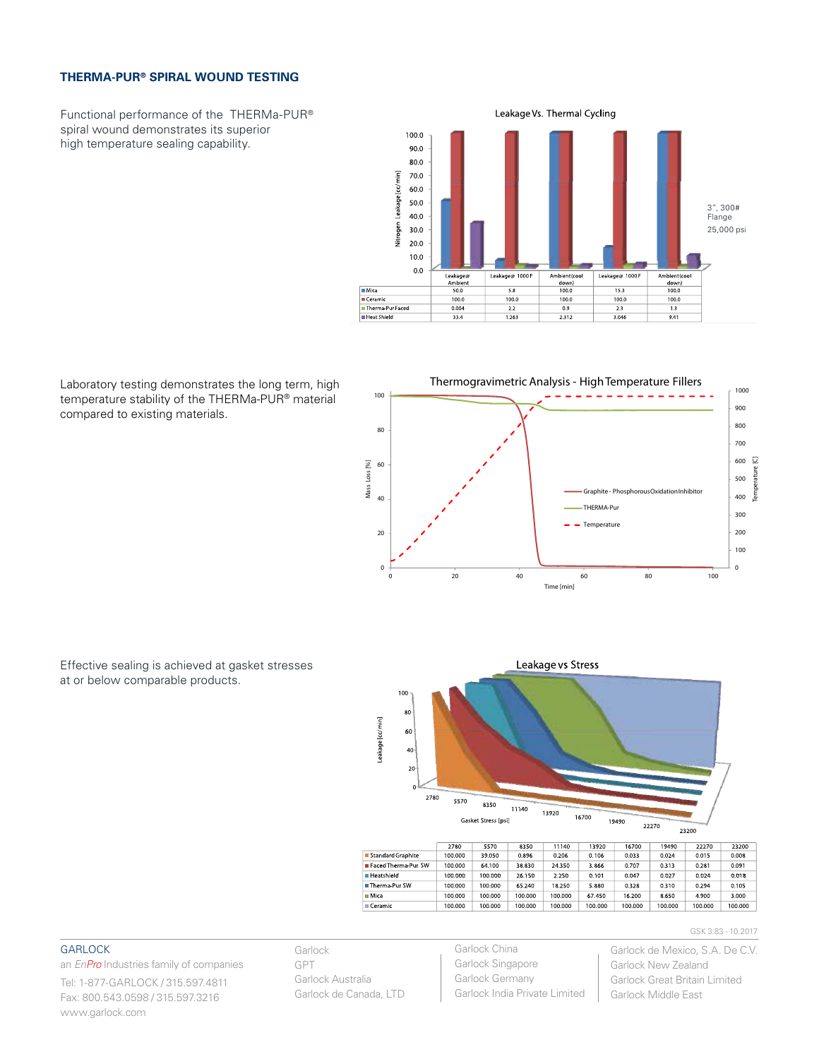### THERMA-PUR® SPIRAL WOUND TESTING

Functional performance of the THERMa-PUR® spiral wound demonstrates its superior high temperature sealing capability.

Leakage Vs. Thermal Cycling

Nitrogen Leakage [cc/min]

100.0
90.0
80.0
70.0
60.0
50.0
40.0
30.0
20.0
10.0
0.0

3", 300# Flange
25,000 psi

| | Leakage@ Ambient | Leakage@ 1000 F | Ambient(cool down) | Leakage@ 1000 F | Ambient(cool down) |
|---|---|---|---|---|---|
| Mica | 50.0 | 5.8 | 100.0 | 15.3 | 100.0 |
| Ceramic | 100.0 | 100.0 | 100.0 | 100.0 | 100.0 |
| Therma-Pur Faced | 0.004 | 2.2 | 0.9 | 2.3 | 1.3 |
| Heat Shield | 33.4 | 1.263 | 2.312 | 3.046 | 9.41 |

Laboratory testing demonstrates the long term, high temperature stability of the THERMa-PUR® material compared to existing materials.

Thermogravimetric Analysis - High Temperature Fillers

Mass Loss [%]
100
80
60
40
20
0

Temperature [C]
1000
900
800
700
600
500
400
300
200
100
0

Time [min]
0
20
40
60
80
100

Graphite - Phosphorous Oxidation Inhibitor
THERMA-Pur
Temperature

Effective sealing is achieved at gasket stresses at or below comparable products.

Leakage vs Stress

Leakage [cc/min]
100
80
60
40
20
0

Gasket Stress [psi]
2780
5570
8350
11140
13920
16700
19490
22270
23200

| | 2780 | 5570 | 8350 | 11140 | 13920 | 16700 | 19490 | 22270 | 23200 |
|---|---|---|---|---|---|---|---|---|---|
| Standard Graphite | 100.000 | 39.050 | 0.896 | 0.206 | 0.106 | 0.033 | 0.024 | 0.015 | 0.008 |
| Faced Therma-Pur SW | 100.000 | 64.100 | 38.830 | 24.350 | 3.866 | 0.707 | 0.313 | 0.281 | 0.091 |
| Heatshield | 100.000 | 100.000 | 26.150 | 2.250 | 0.101 | 0.047 | 0.027 | 0.024 | 0.018 |
| Therma-Pur SW | 100.000 | 100.000 | 65.240 | 18.250 | 5.880 | 0.328 | 0.310 | 0.294 | 0.105 |
| Mica | 100.000 | 100.000 | 100.000 | 100.000 | 67.450 | 16.200 | 8.650 | 4.900 | 3.000 |
| Ceramic | 100.000 | 100.000 | 100.000 | 100.000 | 100.000 | 100.000 | 100.000 | 100.000 | 100.000 |

GSK 3:83 - 10.2017

GARLOCK
an *EnPro* Industries family of companies
Tel: 1-877-GARLOCK / 315.597.4811
Fax: 800.543.0598 / 315.597.3216
www.garlock.com

Garlock
GPT
Garlock Australia
Garlock de Canada, LTD

Garlock China
Garlock Singapore
Garlock Germany
Garlock India Private Limited

Garlock de Mexico, S.A. De C.V.
Garlock New Zealand
Garlock Great Britain Limited
Garlock Middle East